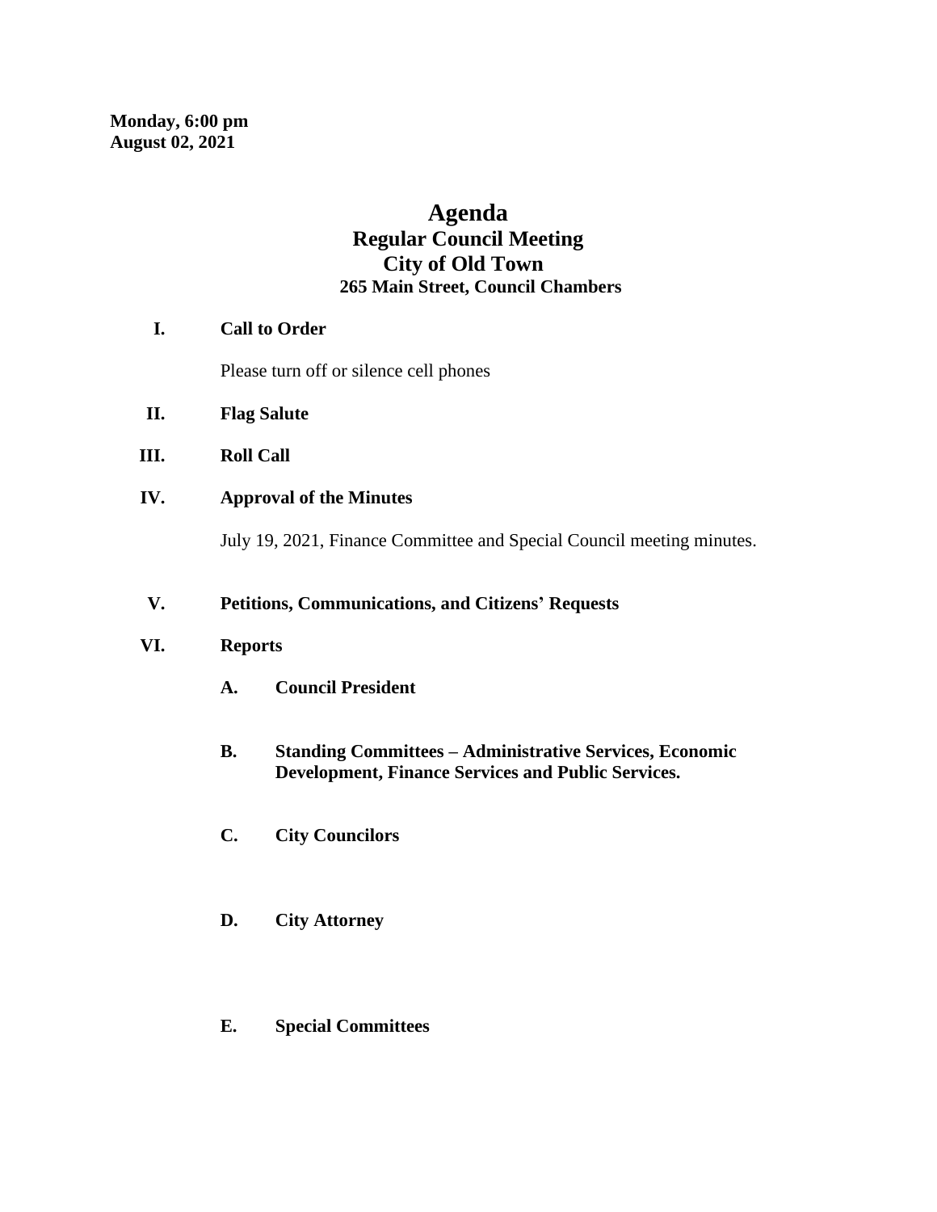**Monday, 6:00 pm**
**August 02, 2021**

# Agenda
## Regular Council Meeting
## City of Old Town
### 265 Main Street, Council Chambers

**I. Call to Order**

Please turn off or silence cell phones

**II. Flag Salute**

**III. Roll Call**

**IV. Approval of the Minutes**

July 19, 2021, Finance Committee and Special Council meeting minutes.

**V. Petitions, Communications, and Citizens' Requests**

**VI. Reports**

**A. Council President**

**B. Standing Committees – Administrative Services, Economic Development, Finance Services and Public Services.**

**C. City Councilors**

**D. City Attorney**

**E. Special Committees**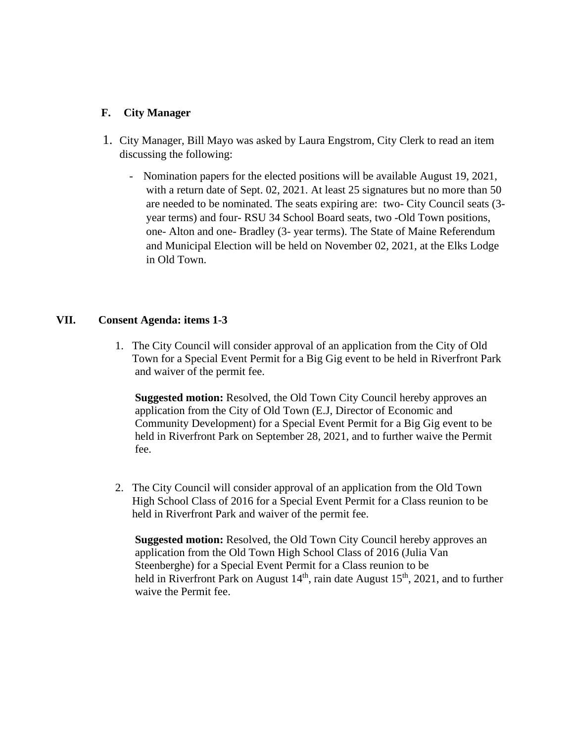### F. City Manager

1. City Manager, Bill Mayo was asked by Laura Engstrom, City Clerk to read an item discussing the following:

   - Nomination papers for the elected positions will be available August 19, 2021, with a return date of Sept. 02, 2021. At least 25 signatures but no more than 50 are needed to be nominated. The seats expiring are: two- City Council seats (3-year terms) and four- RSU 34 School Board seats, two -Old Town positions, one- Alton and one- Bradley (3- year terms). The State of Maine Referendum and Municipal Election will be held on November 02, 2021, at the Elks Lodge in Old Town.

## VII. Consent Agenda: items 1-3

1. The City Council will consider approval of an application from the City of Old Town for a Special Event Permit for a Big Gig event to be held in Riverfront Park and waiver of the permit fee.

   **Suggested motion:** Resolved, the Old Town City Council hereby approves an application from the City of Old Town (E.J, Director of Economic and Community Development) for a Special Event Permit for a Big Gig event to be held in Riverfront Park on September 28, 2021, and to further waive the Permit fee.

2. The City Council will consider approval of an application from the Old Town High School Class of 2016 for a Special Event Permit for a Class reunion to be held in Riverfront Park and waiver of the permit fee.

   **Suggested motion:** Resolved, the Old Town City Council hereby approves an application from the Old Town High School Class of 2016 (Julia Van Steenberghe) for a Special Event Permit for a Class reunion to be held in Riverfront Park on August 14th, rain date August 15th, 2021, and to further waive the Permit fee.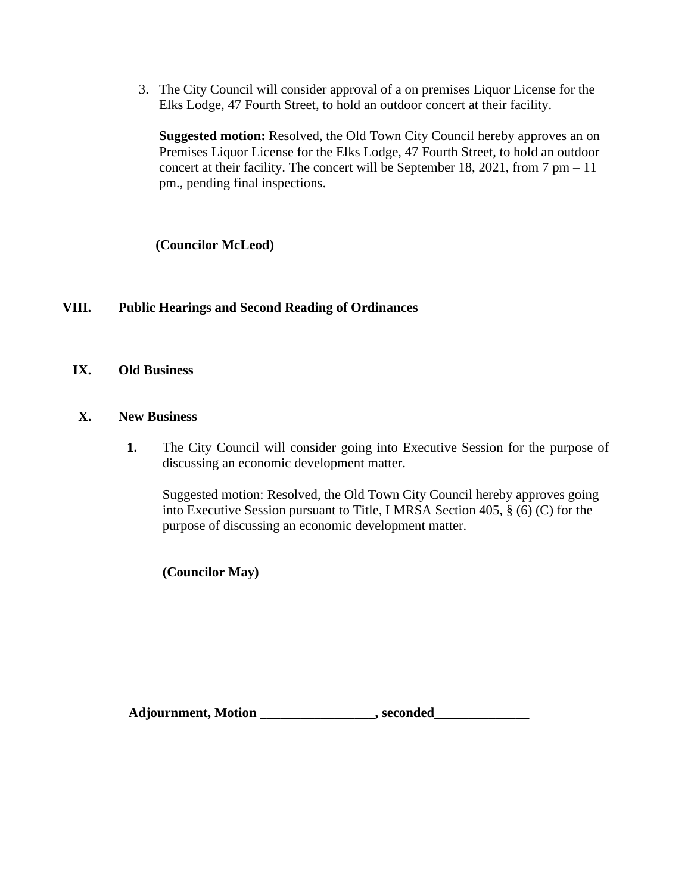3. The City Council will consider approval of a on premises Liquor License for the Elks Lodge, 47 Fourth Street, to hold an outdoor concert at their facility.

   **Suggested motion:** Resolved, the Old Town City Council hereby approves an on Premises Liquor License for the Elks Lodge, 47 Fourth Street, to hold an outdoor concert at their facility. The concert will be September 18, 2021, from 7 pm – 11 pm., pending final inspections.

   **(Councilor McLeod)**

## VIII. Public Hearings and Second Reading of Ordinances

## IX. Old Business

## X. New Business

**1.** The City Council will consider going into Executive Session for the purpose of discussing an economic development matter.

Suggested motion: Resolved, the Old Town City Council hereby approves going into Executive Session pursuant to Title, I MRSA Section 405, § (6) (C) for the purpose of discussing an economic development matter.

**(Councilor May)**

**Adjournment, Motion \_\_\_\_\_\_\_\_\_\_\_\_\_\_\_\_\_, seconded\_\_\_\_\_\_\_\_\_\_\_\_\_\_**